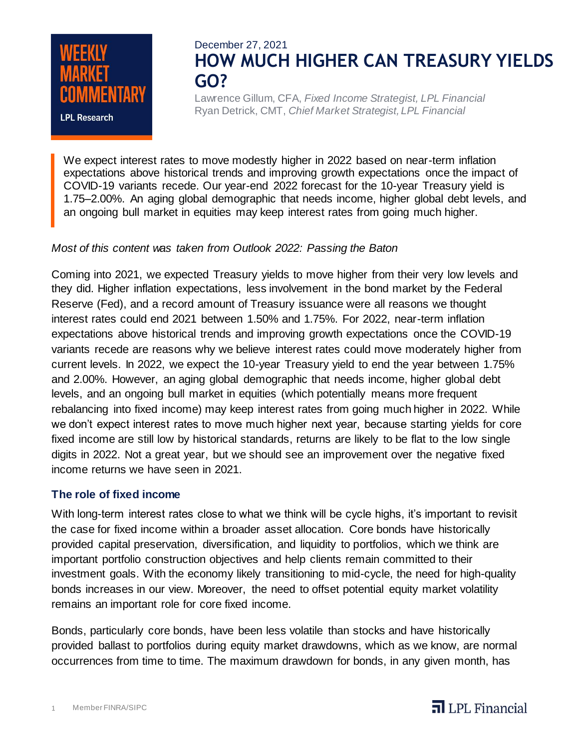WEEKLY MARKET COMMENTARY

LPL Research

December 27, 2021

# HOW MUCH HIGHER CAN TREASURY YIELDS GO?

Lawrence Gillum, CFA, *Fixed Income Strategist, LPL Financial*
Ryan Detrick, CMT, *Chief Market Strategist, LPL Financial*

> We expect interest rates to move modestly higher in 2022 based on near-term inflation expectations above historical trends and improving growth expectations once the impact of COVID-19 variants recede. Our year-end 2022 forecast for the 10-year Treasury yield is 1.75–2.00%. An aging global demographic that needs income, higher global debt levels, and an ongoing bull market in equities may keep interest rates from going much higher.

*Most of this content was taken from Outlook 2022: Passing the Baton*

Coming into 2021, we expected Treasury yields to move higher from their very low levels and they did. Higher inflation expectations, less involvement in the bond market by the Federal Reserve (Fed), and a record amount of Treasury issuance were all reasons we thought interest rates could end 2021 between 1.50% and 1.75%. For 2022, near-term inflation expectations above historical trends and improving growth expectations once the COVID-19 variants recede are reasons why we believe interest rates could move moderately higher from current levels. In 2022, we expect the 10-year Treasury yield to end the year between 1.75% and 2.00%. However, an aging global demographic that needs income, higher global debt levels, and an ongoing bull market in equities (which potentially means more frequent rebalancing into fixed income) may keep interest rates from going much higher in 2022. While we don't expect interest rates to move much higher next year, because starting yields for core fixed income are still low by historical standards, returns are likely to be flat to the low single digits in 2022. Not a great year, but we should see an improvement over the negative fixed income returns we have seen in 2021.

### The role of fixed income

With long-term interest rates close to what we think will be cycle highs, it's important to revisit the case for fixed income within a broader asset allocation. Core bonds have historically provided capital preservation, diversification, and liquidity to portfolios, which we think are important portfolio construction objectives and help clients remain committed to their investment goals. With the economy likely transitioning to mid-cycle, the need for high-quality bonds increases in our view. Moreover, the need to offset potential equity market volatility remains an important role for core fixed income.

Bonds, particularly core bonds, have been less volatile than stocks and have historically provided ballast to portfolios during equity market drawdowns, which as we know, are normal occurrences from time to time. The maximum drawdown for bonds, in any given month, has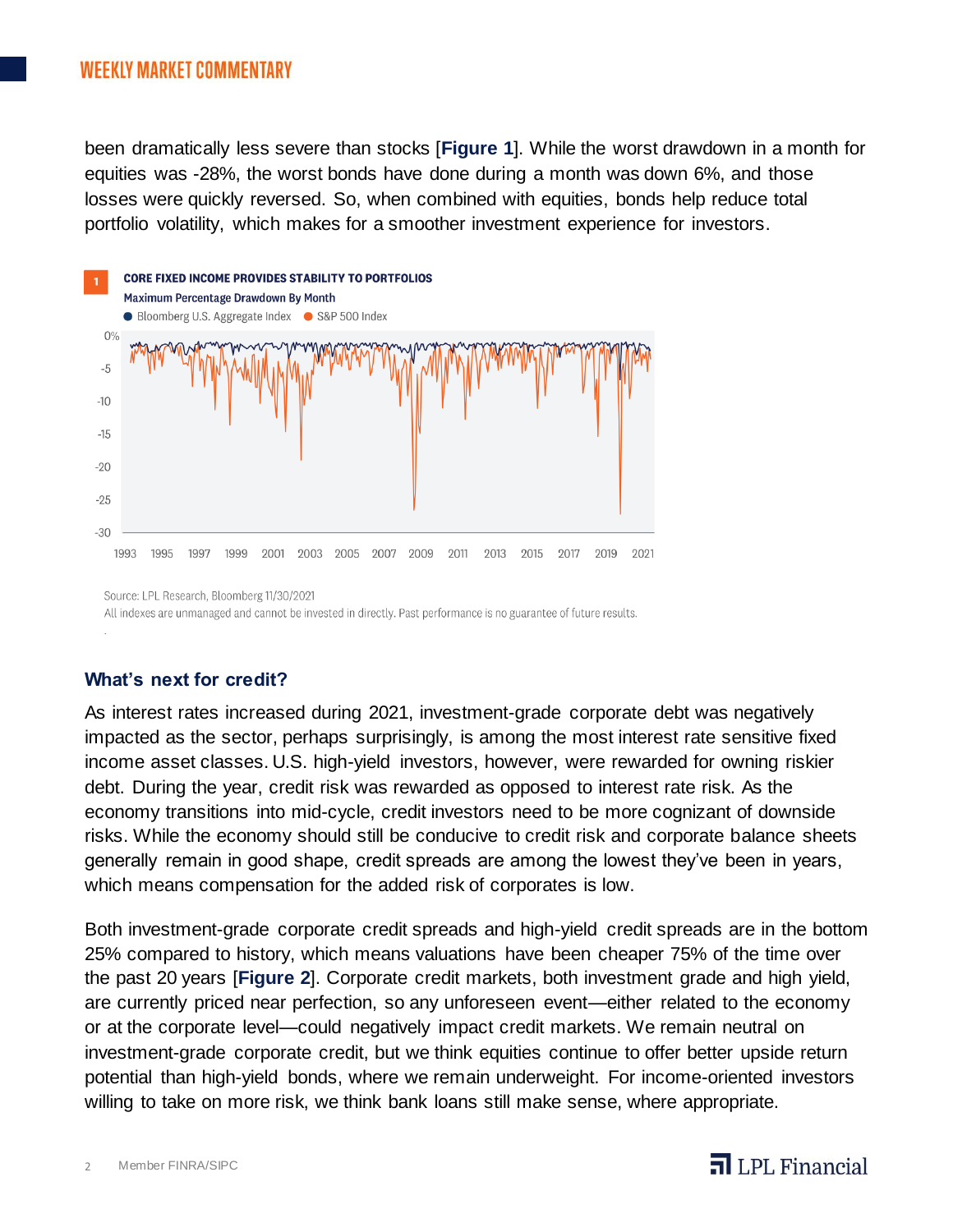been dramatically less severe than stocks [**Figure 1**]. While the worst drawdown in a month for equities was -28%, the worst bonds have done during a month was down 6%, and those losses were quickly reversed. So, when combined with equities, bonds help reduce total portfolio volatility, which makes for a smoother investment experience for investors.

**1 CORE FIXED INCOME PROVIDES STABILITY TO PORTFOLIOS**

Maximum Percentage Drawdown By Month

● Bloomberg U.S. Aggregate Index ● S&P 500 Index

Source: LPL Research, Bloomberg 11/30/2021

All indexes are unmanaged and cannot be invested in directly. Past performance is no guarantee of future results.

## What's next for credit?

As interest rates increased during 2021, investment-grade corporate debt was negatively impacted as the sector, perhaps surprisingly, is among the most interest rate sensitive fixed income asset classes. U.S. high-yield investors, however, were rewarded for owning riskier debt. During the year, credit risk was rewarded as opposed to interest rate risk. As the economy transitions into mid-cycle, credit investors need to be more cognizant of downside risks. While the economy should still be conducive to credit risk and corporate balance sheets generally remain in good shape, credit spreads are among the lowest they've been in years, which means compensation for the added risk of corporates is low.

Both investment-grade corporate credit spreads and high-yield credit spreads are in the bottom 25% compared to history, which means valuations have been cheaper 75% of the time over the past 20 years [**Figure 2**]. Corporate credit markets, both investment grade and high yield, are currently priced near perfection, so any unforeseen event—either related to the economy or at the corporate level—could negatively impact credit markets. We remain neutral on investment-grade corporate credit, but we think equities continue to offer better upside return potential than high-yield bonds, where we remain underweight. For income-oriented investors willing to take on more risk, we think bank loans still make sense, where appropriate.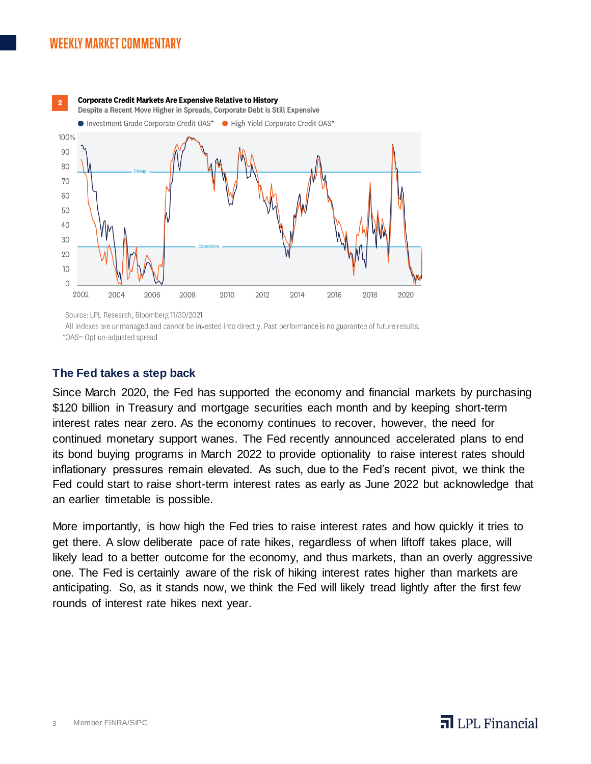**2** **Corporate Credit Markets Are Expensive Relative to History**

Despite a Recent Move Higher in Spreads, Corporate Debt is Still Expensive

● Investment Grade Corporate Credit OAS* ● High Yield Corporate Credit OAS*

Source: LPL Research, Bloomberg 11/30/2021

All indexes are unmanaged and cannot be invested into directly. Past performance is no guarantee of future results.

*OAS= Option-adjusted spread

## The Fed takes a step back

Since March 2020, the Fed has supported the economy and financial markets by purchasing $120 billion in Treasury and mortgage securities each month and by keeping short-term interest rates near zero. As the economy continues to recover, however, the need for continued monetary support wanes. The Fed recently announced accelerated plans to end its bond buying programs in March 2022 to provide optionality to raise interest rates should inflationary pressures remain elevated. As such, due to the Fed's recent pivot, we think the Fed could start to raise short-term interest rates as early as June 2022 but acknowledge that an earlier timetable is possible.

More importantly, is how high the Fed tries to raise interest rates and how quickly it tries to get there. A slow deliberate pace of rate hikes, regardless of when liftoff takes place, will likely lead to a better outcome for the economy, and thus markets, than an overly aggressive one. The Fed is certainly aware of the risk of hiking interest rates higher than markets are anticipating. So, as it stands now, we think the Fed will likely tread lightly after the first few rounds of interest rate hikes next year.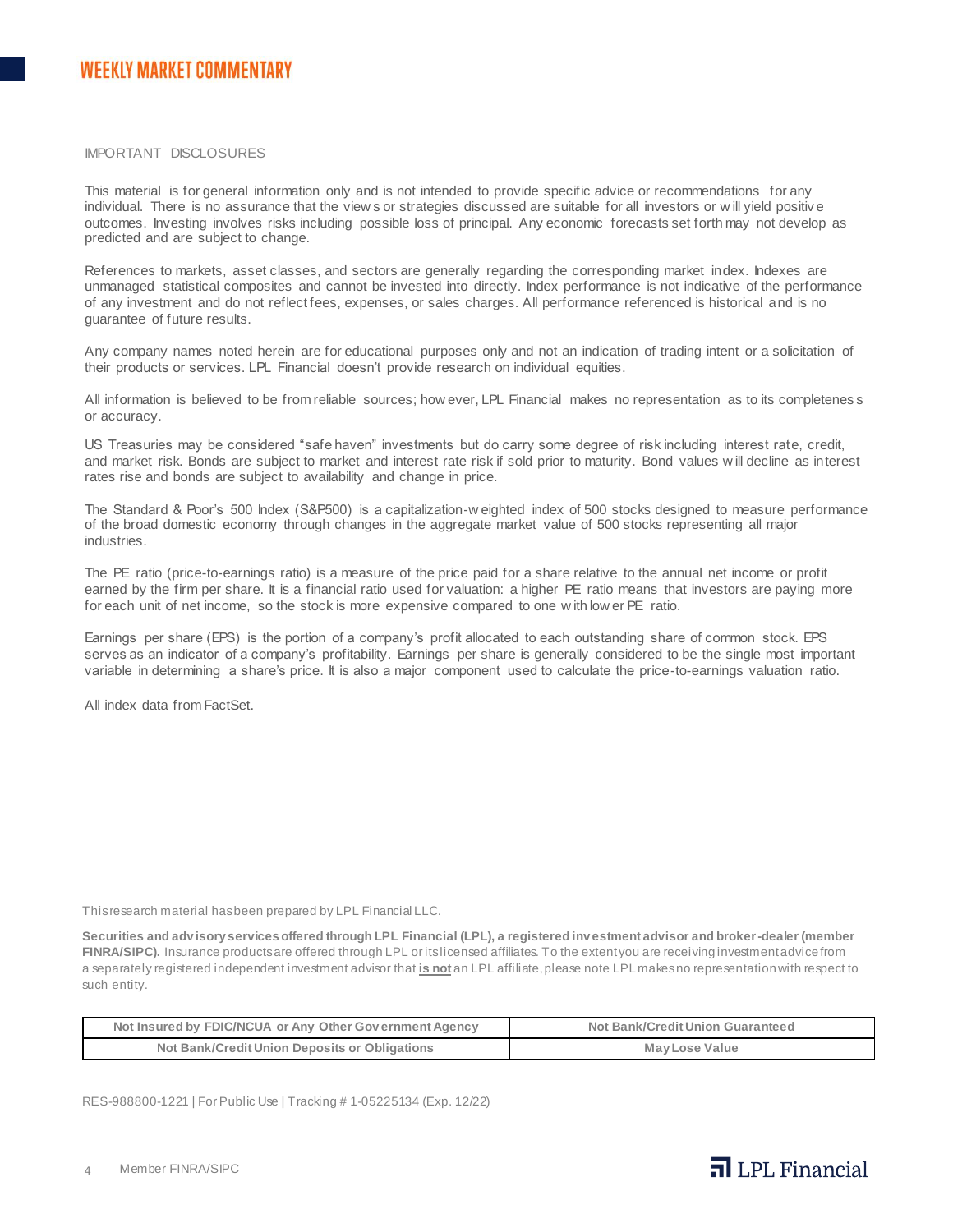IMPORTANT DISCLOSURES

This material is for general information only and is not intended to provide specific advice or recommendations for any individual. There is no assurance that the views or strategies discussed are suitable for all investors or will yield positive outcomes. Investing involves risks including possible loss of principal. Any economic forecasts set forth may not develop as predicted and are subject to change.

References to markets, asset classes, and sectors are generally regarding the corresponding market index. Indexes are unmanaged statistical composites and cannot be invested into directly. Index performance is not indicative of the performance of any investment and do not reflect fees, expenses, or sales charges. All performance referenced is historical and is no guarantee of future results.

Any company names noted herein are for educational purposes only and not an indication of trading intent or a solicitation of their products or services. LPL Financial doesn't provide research on individual equities.

All information is believed to be from reliable sources; however, LPL Financial makes no representation as to its completeness or accuracy.

US Treasuries may be considered "safe haven" investments but do carry some degree of risk including interest rate, credit, and market risk. Bonds are subject to market and interest rate risk if sold prior to maturity. Bond values will decline as interest rates rise and bonds are subject to availability and change in price.

The Standard & Poor's 500 Index (S&P500) is a capitalization-weighted index of 500 stocks designed to measure performance of the broad domestic economy through changes in the aggregate market value of 500 stocks representing all major industries.

The PE ratio (price-to-earnings ratio) is a measure of the price paid for a share relative to the annual net income or profit earned by the firm per share. It is a financial ratio used for valuation: a higher PE ratio means that investors are paying more for each unit of net income, so the stock is more expensive compared to one with lower PE ratio.

Earnings per share (EPS) is the portion of a company's profit allocated to each outstanding share of common stock. EPS serves as an indicator of a company's profitability. Earnings per share is generally considered to be the single most important variable in determining a share's price. It is also a major component used to calculate the price-to-earnings valuation ratio.

All index data from FactSet.

This research material has been prepared by LPL Financial LLC.

**Securities and advisory services offered through LPL Financial (LPL), a registered investment advisor and broker-dealer (member FINRA/SIPC).** Insurance products are offered through LPL or its licensed affiliates. To the extent you are receiving investment advice from a separately registered independent investment advisor that **is not** an LPL affiliate, please note LPL makes no representation with respect to such entity.

| | |
|---|---|
| **Not Insured by FDIC/NCUA or Any Other Government Agency** | **Not Bank/Credit Union Guaranteed** |
| **Not Bank/Credit Union Deposits or Obligations** | **May Lose Value** |

RES-988800-1221 | For Public Use | Tracking # 1-05225134 (Exp. 12/22)

Member FINRA/SIPC

LPL Financial